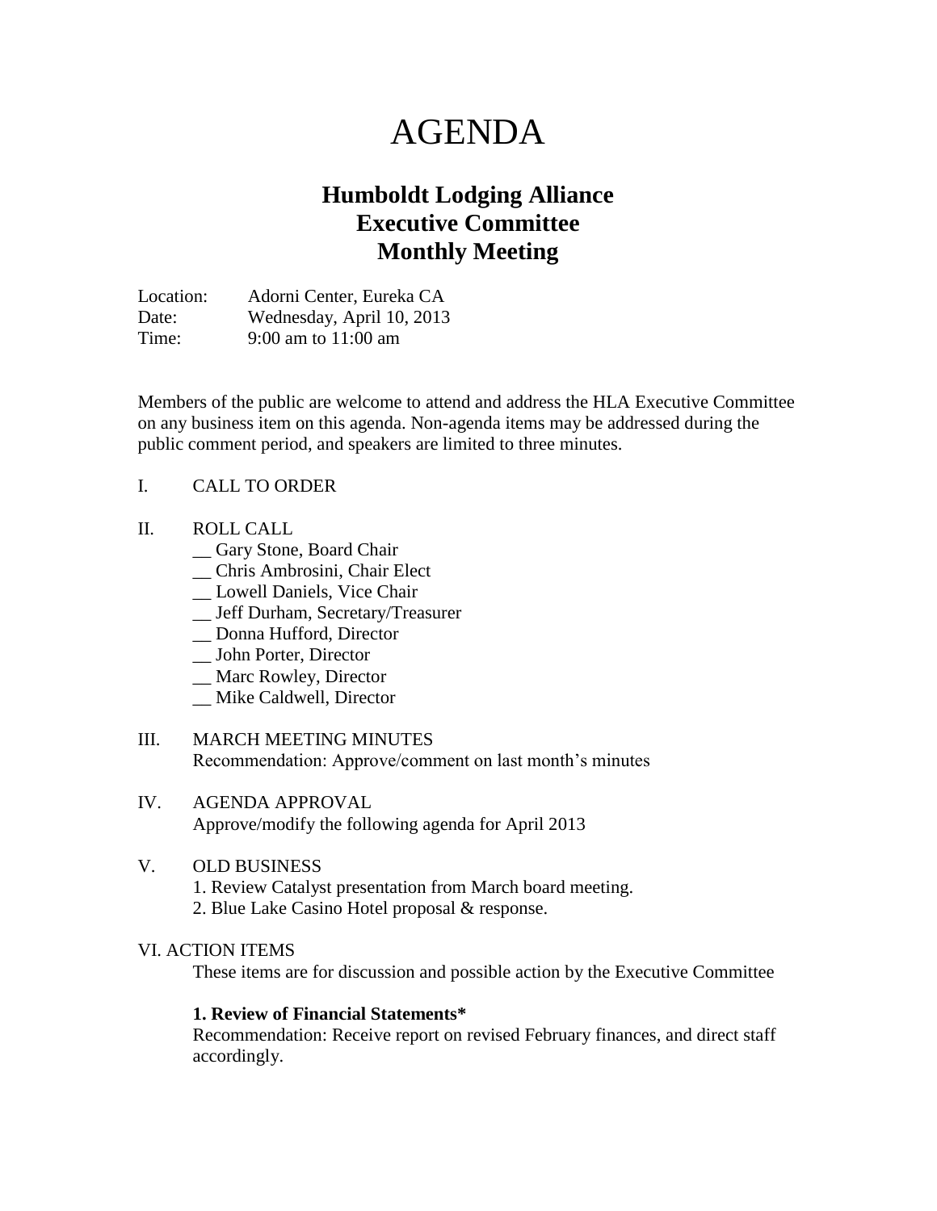# AGENDA

## Humboldt Lodging Alliance
## Executive Committee
## Monthly Meeting

Location: Adorni Center, Eureka CA
Date: Wednesday, April 10, 2013
Time: 9:00 am to 11:00 am

Members of the public are welcome to attend and address the HLA Executive Committee on any business item on this agenda. Non-agenda items may be addressed during the public comment period, and speakers are limited to three minutes.

I. CALL TO ORDER

II. ROLL CALL

__ Gary Stone, Board Chair
__ Chris Ambrosini, Chair Elect
__ Lowell Daniels, Vice Chair
__ Jeff Durham, Secretary/Treasurer
__ Donna Hufford, Director
__ John Porter, Director
__ Marc Rowley, Director
__ Mike Caldwell, Director

III. MARCH MEETING MINUTES
Recommendation: Approve/comment on last month's minutes

IV. AGENDA APPROVAL
Approve/modify the following agenda for April 2013

V. OLD BUSINESS
1. Review Catalyst presentation from March board meeting.
2. Blue Lake Casino Hotel proposal & response.

VI. ACTION ITEMS
These items are for discussion and possible action by the Executive Committee

**1. Review of Financial Statements***
Recommendation: Receive report on revised February finances, and direct staff accordingly.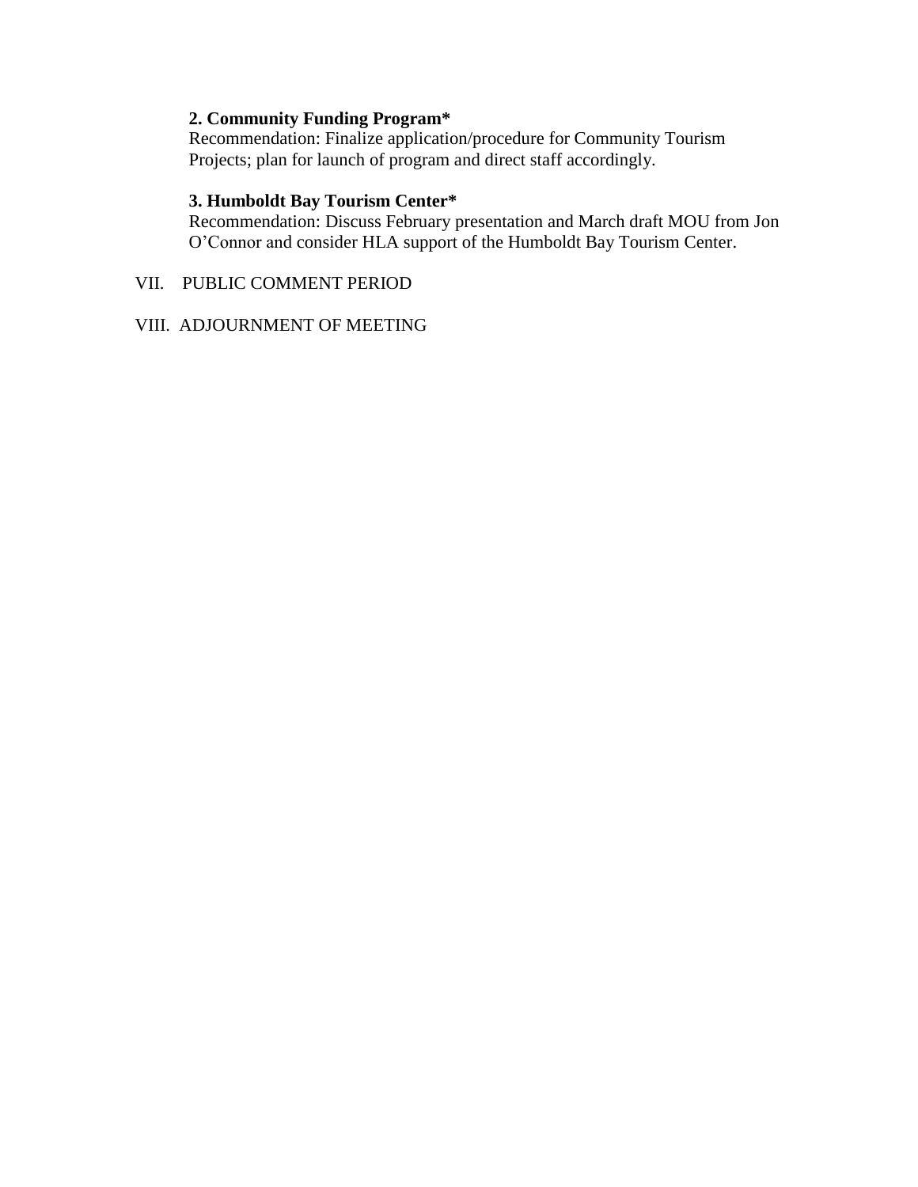**2. Community Funding Program***

Recommendation: Finalize application/procedure for Community Tourism Projects; plan for launch of program and direct staff accordingly.

**3. Humboldt Bay Tourism Center***

Recommendation: Discuss February presentation and March draft MOU from Jon O'Connor and consider HLA support of the Humboldt Bay Tourism Center.

VII. PUBLIC COMMENT PERIOD

VIII. ADJOURNMENT OF MEETING